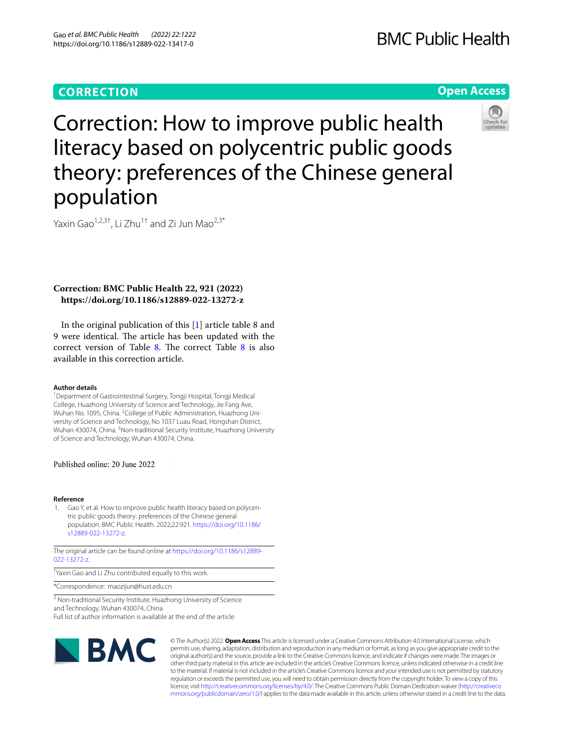**CORRECTION** **Open Access**

# Correction: How to improve public health literacy based on polycentric public goods theory: preferences of the Chinese general population

Yaxin Gao[1,2,3†], Li Zhu[1†] and Zi Jun Mao[2,3*]

**Correction: BMC Public Health 22, 921 (2022) https://doi.org/10.1186/s12889-022-13272-z**

In the original publication of this [1] article table 8 and 9 were identical. The article has been updated with the correct version of Table 8. The correct Table 8 is also available in this correction article.

**Author details**

[1] Department of Gastrointestinal Surgery, Tongji Hospital, Tongji Medical College, Huazhong University of Science and Technology, Jie Fang Ave, Wuhan No. 1095, China. [2] College of Public Administration, Huazhong University of Science and Technology, No 1037 Luau Road, Hongshan District, Wuhan 430074, China. [3] Non-traditional Security Institute, Huazhong University of Science and Technology, Wuhan 430074, China.

Published online: 20 June 2022

**Reference**

1. Gao Y, et al. How to improve public health literacy based on polycentric public goods theory: preferences of the Chinese general population. BMC Public Health. 2022;22:921. https://doi.org/10.1186/s12889-022-13272-z.

The original article can be found online at https://doi.org/10.1186/s12889-022-13272-z.

†Yaxin Gao and Li Zhu contributed equally to this work.

*Correspondence: maozijun@hust.edu.cn

[3] Non-traditional Security Institute, Huazhong University of Science and Technology, Wuhan 430074, China

Full list of author information is available at the end of the article

© The Author(s) 2022. **Open Access** This article is licensed under a Creative Commons Attribution 4.0 International License, which permits use, sharing, adaptation, distribution and reproduction in any medium or format, as long as you give appropriate credit to the original author(s) and the source, provide a link to the Creative Commons licence, and indicate if changes were made. The images or other third party material in this article are included in the article's Creative Commons licence, unless indicated otherwise in a credit line to the material. If material is not included in the article's Creative Commons licence and your intended use is not permitted by statutory regulation or exceeds the permitted use, you will need to obtain permission directly from the copyright holder. To view a copy of this licence, visit http://creativecommons.org/licenses/by/4.0/. The Creative Commons Public Domain Dedication waiver (http://creativecommons.org/publicdomain/zero/1.0/) applies to the data made available in this article, unless otherwise stated in a credit line to the data.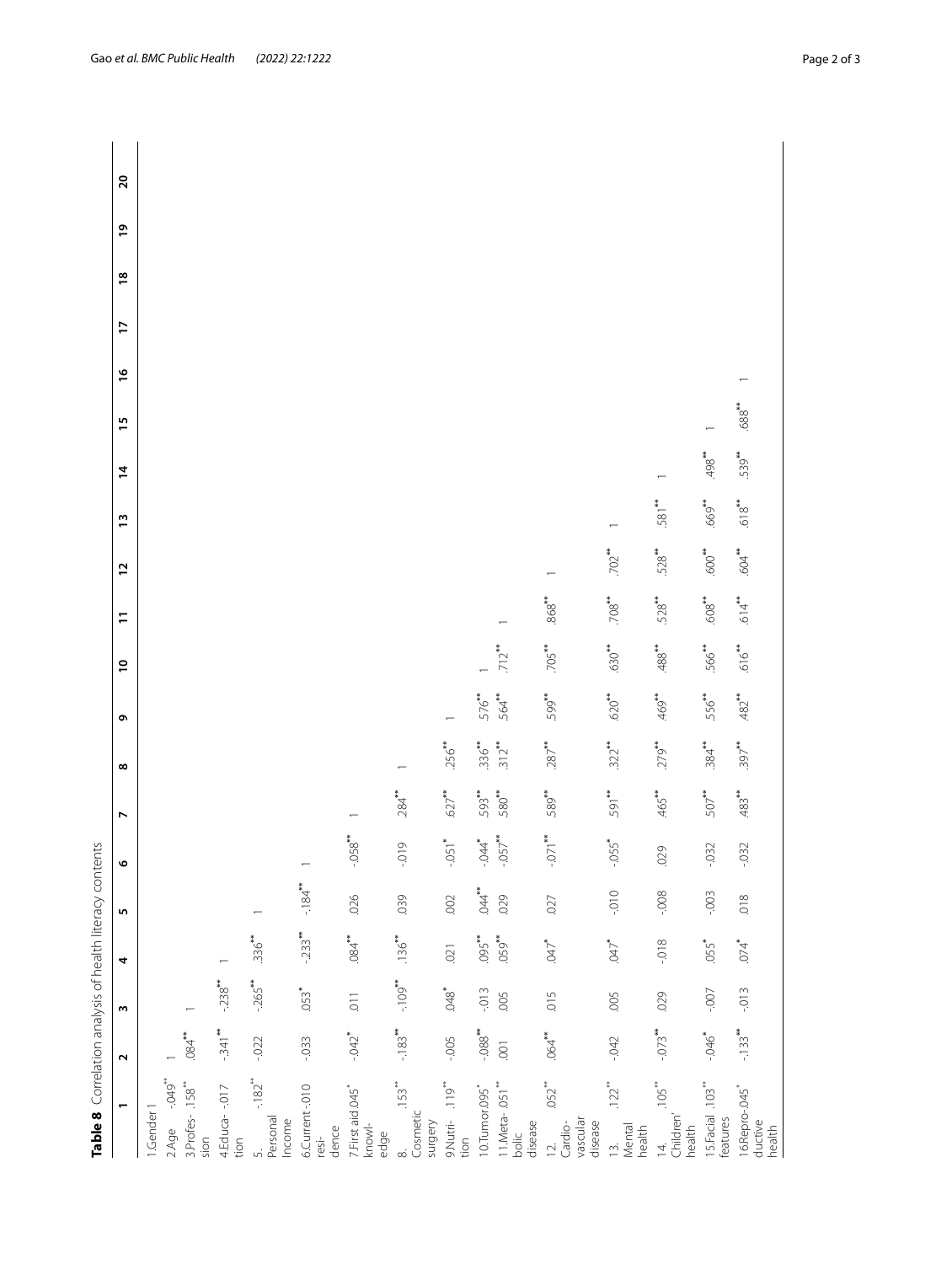**Table 8** Correlation analysis of health literacy contents

| | 1 | 2 | 3 | 4 | 5 | 6 | 7 | 8 | 9 | 10 | 11 | 12 | 13 | 14 | 15 | 16 | 17 | 18 | 19 | 20 |
|---|---|---|---|---|---|---|---|---|---|---|---|---|---|---|---|---|---|---|---|---|
| 1.Gender | 1 | | | | | | | | | | | | | | | | | | | |
| 2.Age | -.049** | 1 | | | | | | | | | | | | | | | | | | |
| 3.Profession | .158** | .084** | 1 | | | | | | | | | | | | | | | | | |
| 4.Education | -.017 | -.341** | -.238** | 1 | | | | | | | | | | | | | | | | |
| 5. Personal Income | -.182** | -.022 | -.265** | .336** | 1 | | | | | | | | | | | | | | | |
| 6.Current residence | -.010 | -.033 | .053* | -.233** | -.184** | 1 | | | | | | | | | | | | | | |
| 7.First aid knowledge | .045* | -.042* | .011 | .084** | .026 | -.058** | 1 | | | | | | | | | | | | | |
| 8. Cosmetic surgery | .153** | -.183** | -.109** | .136** | .039 | -.019 | .284** | 1 | | | | | | | | | | | | |
| 9.Nutrition | .119** | -.005 | .048* | .021 | .002 | -.051* | .627** | .256** | 1 | | | | | | | | | | | |
| 10.Tumor | .095* | -.088** | -.013 | .095** | .044** | -.044* | .593** | .336** | .576** | 1 | | | | | | | | | | |
| 11.Metabolic disease | .051** | .001 | .005 | .059** | .029 | -.057** | .580** | .312** | .564** | .712** | 1 | | | | | | | | | |
| 12. Cardiovascular disease | .052** | .064** | .015 | .047* | .027 | -.071** | .589** | .287** | .599** | .705** | .868** | 1 | | | | | | | | |
| 13. Mental health | .122** | -.042 | .005 | .047* | -.010 | -.055* | .591** | .322** | .620** | .630** | .708** | .702** | 1 | | | | | | | |
| 14. Children' health | .105** | -.073** | .029 | -.018 | -.008 | .029 | .465** | .279** | .469** | .488** | .528** | .528** | .581** | 1 | | | | | | |
| 15.Facial features | .103** | -.046* | -.007 | .055* | -.003 | -.032 | .507** | .384** | .556** | .566** | .608** | .600** | .669** | .498** | 1 | | | | | |
| 16.Reproductive health | -.045* | -.133** | -.013 | .074* | .018 | -.032 | .483** | .397** | .482** | .616** | .614** | .604** | .618** | .539** | .688** | 1 | | | | |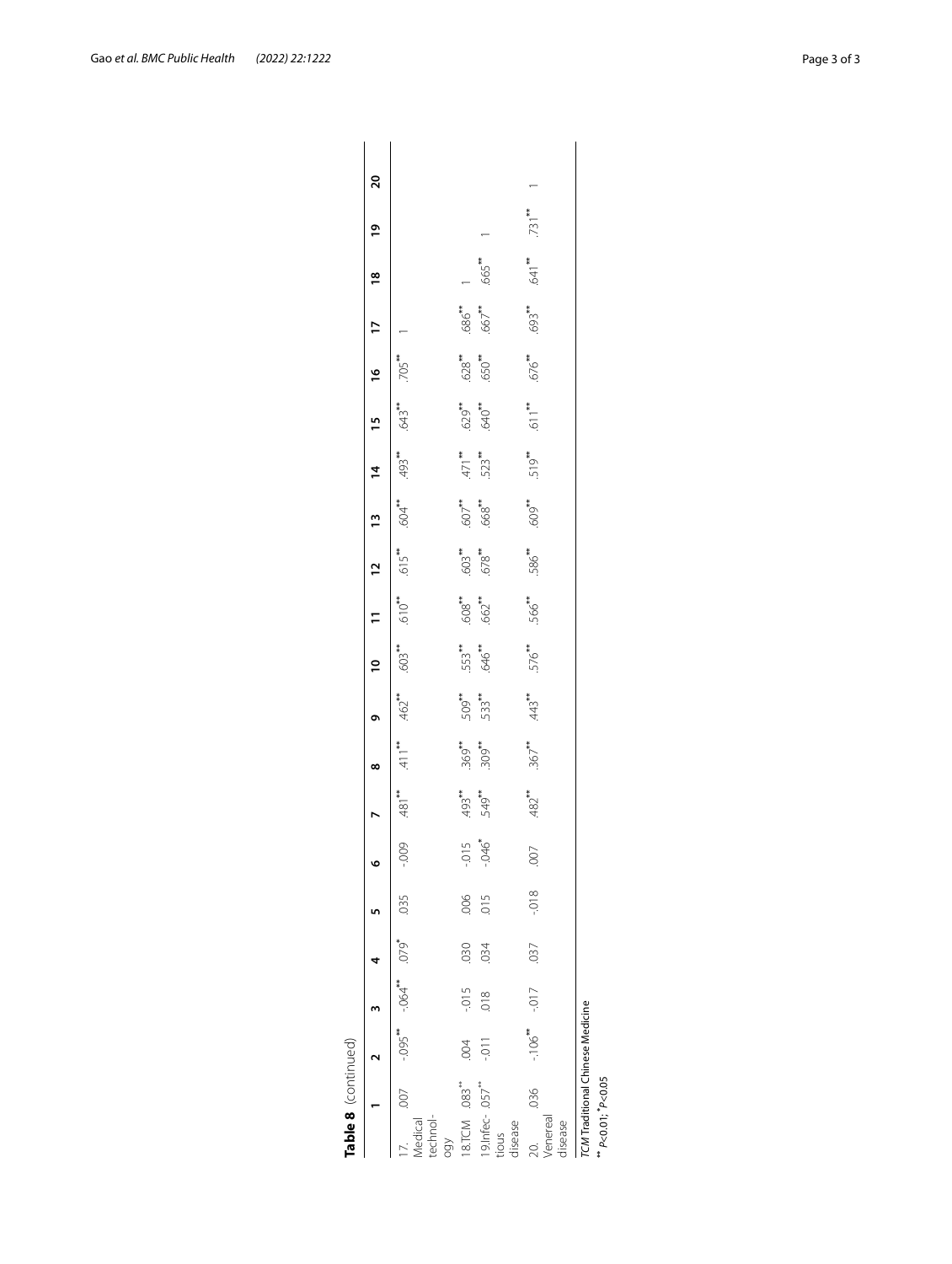**Table 8** (continued)

| | 1 | 2 | 3 | 4 | 5 | 6 | 7 | 8 | 9 | 10 | 11 | 12 | 13 | 14 | 15 | 16 | 17 | 18 | 19 | 20 |
|---|---|---|---|---|---|---|---|---|---|---|---|---|---|---|---|---|---|---|---|---|
| 17. Medical technology | .007 | -.095** | -.064** | .079* | .035 | -.009 | .481** | .411** | .462** | .603** | .610** | .615** | .604** | .493** | .643** | .705** | 1 | | | |
| 18.TCM | .083** | .004 | -.015 | .030 | .006 | -.015 | .493** | .369** | .509** | .553** | .608** | .603** | .607** | .471** | .629** | .628** | .686** | 1 | | |
| 19.Infectious disease | .057** | -.011 | .018 | .034 | .015 | -.046* | .549** | .309** | .533** | .646** | .662** | .678** | .668** | .523** | .640** | .650** | .667** | .665** | 1 | |
| 20. Venereal disease | .036 | -.106** | -.017 | .037 | -.018 | .007 | .482** | .367** | .443** | .576** | .566** | .586** | .609** | .519** | .611** | .676** | .693** | .641** | .731** | 1 |

*TCM* Traditional Chinese Medicine

** $P<0.01$; * $P<0.05$